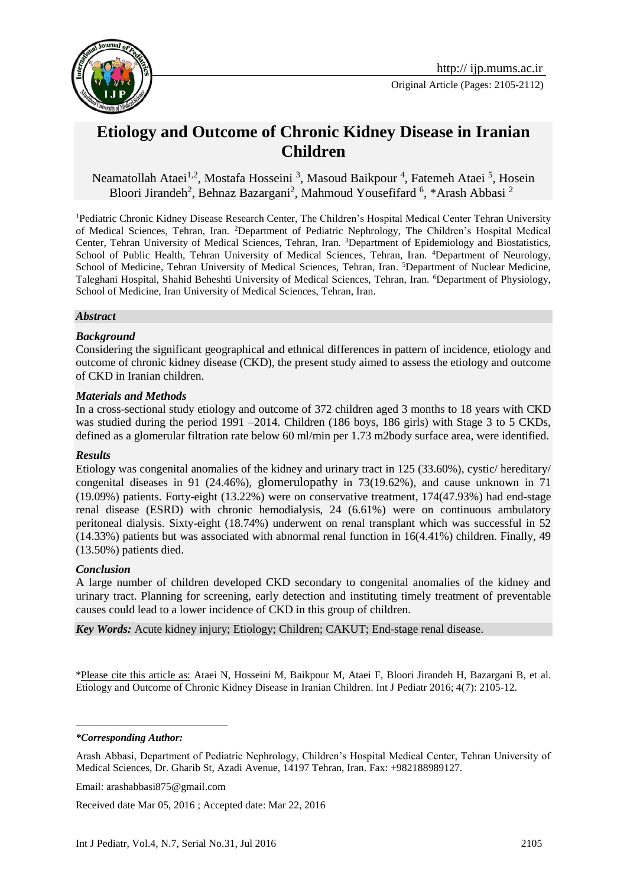http:// ijp.mums.ac.ir

Original Article (Pages: 2105-2112)

# Etiology and Outcome of Chronic Kidney Disease in Iranian Children

Neamatollah Ataei[1,2], Mostafa Hosseini [3], Masoud Baikpour [4], Fatemeh Ataei [5], Hosein Bloori Jirandeh[2], Behnaz Bazargani[2], Mahmoud Yousefifard [6], *Arash Abbasi [2]

[1]Pediatric Chronic Kidney Disease Research Center, The Children's Hospital Medical Center Tehran University of Medical Sciences, Tehran, Iran. [2]Department of Pediatric Nephrology, The Children's Hospital Medical Center, Tehran University of Medical Sciences, Tehran, Iran. [3]Department of Epidemiology and Biostatistics, School of Public Health, Tehran University of Medical Sciences, Tehran, Iran. [4]Department of Neurology, School of Medicine, Tehran University of Medical Sciences, Tehran, Iran. [5]Department of Nuclear Medicine, Taleghani Hospital, Shahid Beheshti University of Medical Sciences, Tehran, Iran. [6]Department of Physiology, School of Medicine, Iran University of Medical Sciences, Tehran, Iran.

## *Abstract*

### *Background*

Considering the significant geographical and ethnical differences in pattern of incidence, etiology and outcome of chronic kidney disease (CKD), the present study aimed to assess the etiology and outcome of CKD in Iranian children.

### *Materials and Methods*

In a cross-sectional study etiology and outcome of 372 children aged 3 months to 18 years with CKD was studied during the period 1991 –2014. Children (186 boys, 186 girls) with Stage 3 to 5 CKDs, defined as a glomerular filtration rate below 60 ml/min per 1.73 m2body surface area, were identified.

### *Results*

Etiology was congenital anomalies of the kidney and urinary tract in 125 (33.60%), cystic/ hereditary/ congenital diseases in 91 (24.46%), glomerulopathy in 73(19.62%), and cause unknown in 71 (19.09%) patients. Forty-eight (13.22%) were on conservative treatment, 174(47.93%) had end-stage renal disease (ESRD) with chronic hemodialysis, 24 (6.61%) were on continuous ambulatory peritoneal dialysis. Sixty-eight (18.74%) underwent on renal transplant which was successful in 52 (14.33%) patients but was associated with abnormal renal function in 16(4.41%) children. Finally, 49 (13.50%) patients died.

### *Conclusion*

A large number of children developed CKD secondary to congenital anomalies of the kidney and urinary tract. Planning for screening, early detection and instituting timely treatment of preventable causes could lead to a lower incidence of CKD in this group of children.

***Key Words:*** Acute kidney injury; Etiology; Children; CAKUT; End-stage renal disease.

*Please cite this article as: Ataei N, Hosseini M, Baikpour M, Ataei F, Bloori Jirandeh H, Bazargani B, et al. Etiology and Outcome of Chronic Kidney Disease in Iranian Children. Int J Pediatr 2016; 4(7): 2105-12.

***\*Corresponding Author:***

Arash Abbasi, Department of Pediatric Nephrology, Children's Hospital Medical Center, Tehran University of Medical Sciences, Dr. Gharib St, Azadi Avenue, 14197 Tehran, Iran. Fax: +982188989127.

Email: arashabbasi875@gmail.com

Received date Mar 05, 2016 ; Accepted date: Mar 22, 2016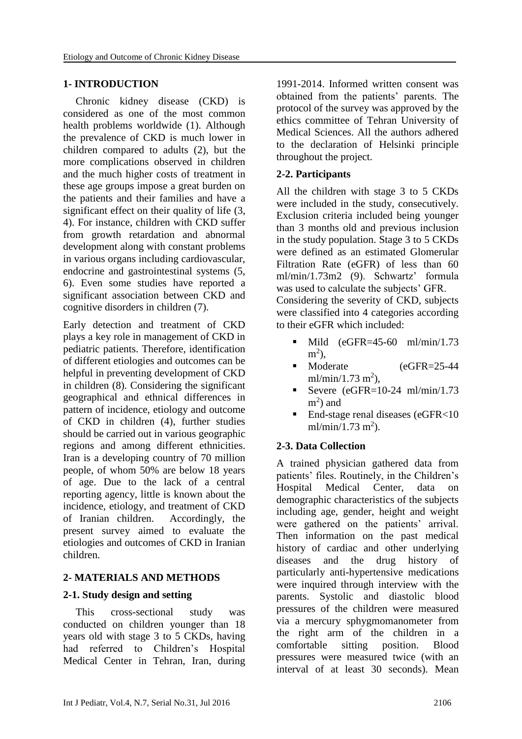## 1- INTRODUCTION

Chronic kidney disease (CKD) is considered as one of the most common health problems worldwide (1). Although the prevalence of CKD is much lower in children compared to adults (2), but the more complications observed in children and the much higher costs of treatment in these age groups impose a great burden on the patients and their families and have a significant effect on their quality of life (3, 4). For instance, children with CKD suffer from growth retardation and abnormal development along with constant problems in various organs including cardiovascular, endocrine and gastrointestinal systems (5, 6). Even some studies have reported a significant association between CKD and cognitive disorders in children (7).

Early detection and treatment of CKD plays a key role in management of CKD in pediatric patients. Therefore, identification of different etiologies and outcomes can be helpful in preventing development of CKD in children (8). Considering the significant geographical and ethnical differences in pattern of incidence, etiology and outcome of CKD in children (4), further studies should be carried out in various geographic regions and among different ethnicities. Iran is a developing country of 70 million people, of whom 50% are below 18 years of age. Due to the lack of a central reporting agency, little is known about the incidence, etiology, and treatment of CKD of Iranian children. Accordingly, the present survey aimed to evaluate the etiologies and outcomes of CKD in Iranian children.

## 2- MATERIALS AND METHODS

### 2-1. Study design and setting

This cross-sectional study was conducted on children younger than 18 years old with stage 3 to 5 CKDs, having had referred to Children's Hospital Medical Center in Tehran, Iran, during 1991-2014. Informed written consent was obtained from the patients' parents. The protocol of the survey was approved by the ethics committee of Tehran University of Medical Sciences. All the authors adhered to the declaration of Helsinki principle throughout the project.

### 2-2. Participants

All the children with stage 3 to 5 CKDs were included in the study, consecutively. Exclusion criteria included being younger than 3 months old and previous inclusion in the study population. Stage 3 to 5 CKDs were defined as an estimated Glomerular Filtration Rate (eGFR) of less than 60 ml/min/1.73m2 (9). Schwartz' formula was used to calculate the subjects' GFR.
Considering the severity of CKD, subjects were classified into 4 categories according to their eGFR which included:

- Mild (eGFR=45-60 ml/min/1.73 $m^2$),
- Moderate (eGFR=25-44 ml/min/1.73 $m^2$),
- Severe (eGFR=10-24 ml/min/1.73 $m^2$) and
- End-stage renal diseases (eGFR<10 ml/min/1.73 $m^2$).

### 2-3. Data Collection

A trained physician gathered data from patients' files. Routinely, in the Children's Hospital Medical Center, data on demographic characteristics of the subjects including age, gender, height and weight were gathered on the patients' arrival. Then information on the past medical history of cardiac and other underlying diseases and the drug history of particularly anti-hypertensive medications were inquired through interview with the parents. Systolic and diastolic blood pressures of the children were measured via a mercury sphygmomanometer from the right arm of the children in a comfortable sitting position. Blood pressures were measured twice (with an interval of at least 30 seconds). Mean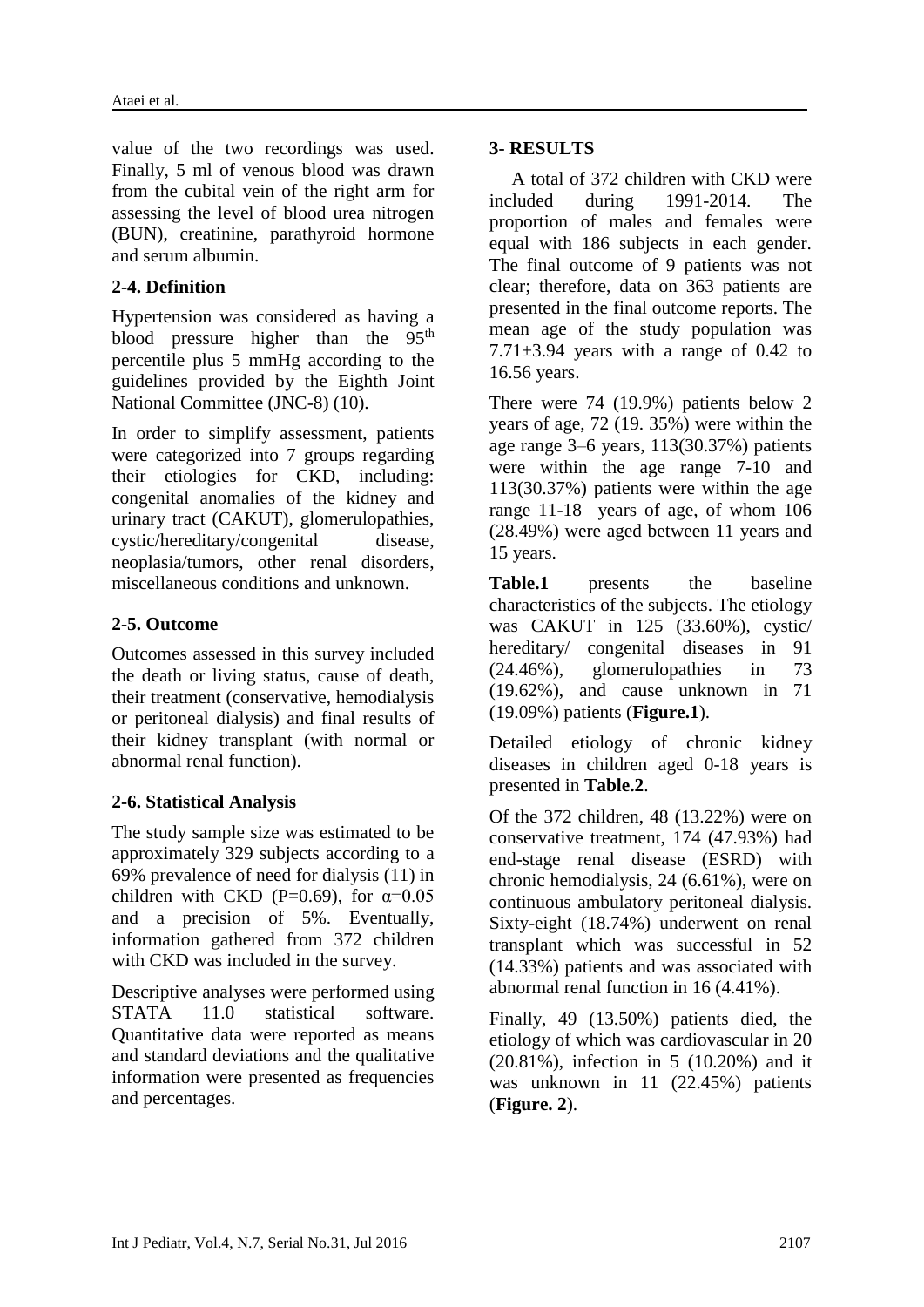value of the two recordings was used. Finally, 5 ml of venous blood was drawn from the cubital vein of the right arm for assessing the level of blood urea nitrogen (BUN), creatinine, parathyroid hormone and serum albumin.

### 2-4. Definition

Hypertension was considered as having a blood pressure higher than the 95$^{th}$ percentile plus 5 mmHg according to the guidelines provided by the Eighth Joint National Committee (JNC-8) (10).

In order to simplify assessment, patients were categorized into 7 groups regarding their etiologies for CKD, including: congenital anomalies of the kidney and urinary tract (CAKUT), glomerulopathies, cystic/hereditary/congenital disease, neoplasia/tumors, other renal disorders, miscellaneous conditions and unknown.

### 2-5. Outcome

Outcomes assessed in this survey included the death or living status, cause of death, their treatment (conservative, hemodialysis or peritoneal dialysis) and final results of their kidney transplant (with normal or abnormal renal function).

### 2-6. Statistical Analysis

The study sample size was estimated to be approximately 329 subjects according to a 69% prevalence of need for dialysis (11) in children with CKD (P=0.69), for $\alpha$=0.05 and a precision of 5%. Eventually, information gathered from 372 children with CKD was included in the survey.

Descriptive analyses were performed using STATA 11.0 statistical software. Quantitative data were reported as means and standard deviations and the qualitative information were presented as frequencies and percentages.

## 3- RESULTS

A total of 372 children with CKD were included during 1991-2014. The proportion of males and females were equal with 186 subjects in each gender. The final outcome of 9 patients was not clear; therefore, data on 363 patients are presented in the final outcome reports. The mean age of the study population was 7.71±3.94 years with a range of 0.42 to 16.56 years.

There were 74 (19.9%) patients below 2 years of age, 72 (19. 35%) were within the age range 3–6 years, 113(30.37%) patients were within the age range 7-10 and 113(30.37%) patients were within the age range 11-18 years of age, of whom 106 (28.49%) were aged between 11 years and 15 years.

**Table.1** presents the baseline characteristics of the subjects. The etiology was CAKUT in 125 (33.60%), cystic/ hereditary/ congenital diseases in 91 (24.46%), glomerulopathies in 73 (19.62%), and cause unknown in 71 (19.09%) patients (**Figure.1**).

Detailed etiology of chronic kidney diseases in children aged 0-18 years is presented in **Table.2**.

Of the 372 children, 48 (13.22%) were on conservative treatment, 174 (47.93%) had end-stage renal disease (ESRD) with chronic hemodialysis, 24 (6.61%), were on continuous ambulatory peritoneal dialysis. Sixty-eight (18.74%) underwent on renal transplant which was successful in 52 (14.33%) patients and was associated with abnormal renal function in 16 (4.41%).

Finally, 49 (13.50%) patients died, the etiology of which was cardiovascular in 20 (20.81%), infection in 5 (10.20%) and it was unknown in 11 (22.45%) patients (**Figure. 2**).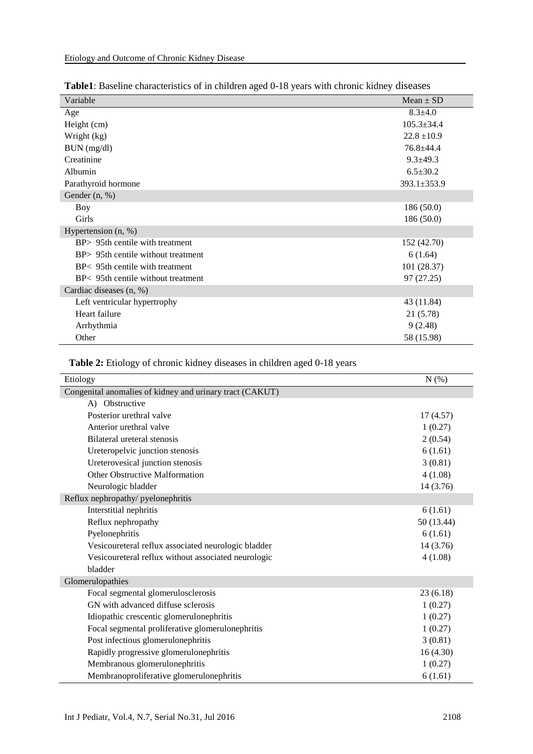**Table1**: Baseline characteristics of in children aged 0-18 years with chronic kidney diseases

| Variable | Mean ± SD |
|---|---|
| Age | 8.3±4.0 |
| Height (cm) | 105.3±34.4 |
| Wright (kg) | 22.8 ±10.9 |
| BUN (mg/dl) | 76.8±44.4 |
| Creatinine | 9.3±49.3 |
| Albumin | 6.5±30.2 |
| Parathyroid hormone | 393.1±353.9 |
| Gender (n, %) | |
| Boy | 186 (50.0) |
| Girls | 186 (50.0) |
| Hypertension (n, %) | |
| BP> 95th centile with treatment | 152 (42.70) |
| BP> 95th centile without treatment | 6 (1.64) |
| BP< 95th centile with treatment | 101 (28.37) |
| BP< 95th centile without treatment | 97 (27.25) |
| Cardiac diseases (n, %) | |
| Left ventricular hypertrophy | 43 (11.84) |
| Heart failure | 21 (5.78) |
| Arrhythmia | 9 (2.48) |
| Other | 58 (15.98) |

**Table 2:** Etiology of chronic kidney diseases in children aged 0-18 years

| Etiology | N (%) |
|---|---|
| Congenital anomalies of kidney and urinary tract (CAKUT) | |
| A) Obstructive | |
| Posterior urethral valve | 17 (4.57) |
| Anterior urethral valve | 1 (0.27) |
| Bilateral ureteral stenosis | 2 (0.54) |
| Ureteropelvic junction stenosis | 6 (1.61) |
| Ureterovesical junction stenosis | 3 (0.81) |
| Other Obstructive Malformation | 4 (1.08) |
| Neurologic bladder | 14 (3.76) |
| Reflux nephropathy/ pyelonephritis | |
| Interstitial nephritis | 6 (1.61) |
| Reflux nephropathy | 50 (13.44) |
| Pyelonephritis | 6 (1.61) |
| Vesicoureteral reflux associated neurologic bladder | 14 (3.76) |
| Vesicoureteral reflux without associated neurologic bladder | 4 (1.08) |
| Glomerulopathies | |
| Focal segmental glomerulosclerosis | 23 (6.18) |
| GN with advanced diffuse sclerosis | 1 (0.27) |
| Idiopathic crescentic glomerulonephritis | 1 (0.27) |
| Focal segmental proliferative glomerulonephritis | 1 (0.27) |
| Post infectious glomerulonephritis | 3 (0.81) |
| Rapidly progressive glomerulonephritis | 16 (4.30) |
| Membranous glomerulonephritis | 1 (0.27) |
| Membranoproliferative glomerulonephritis | 6 (1.61) |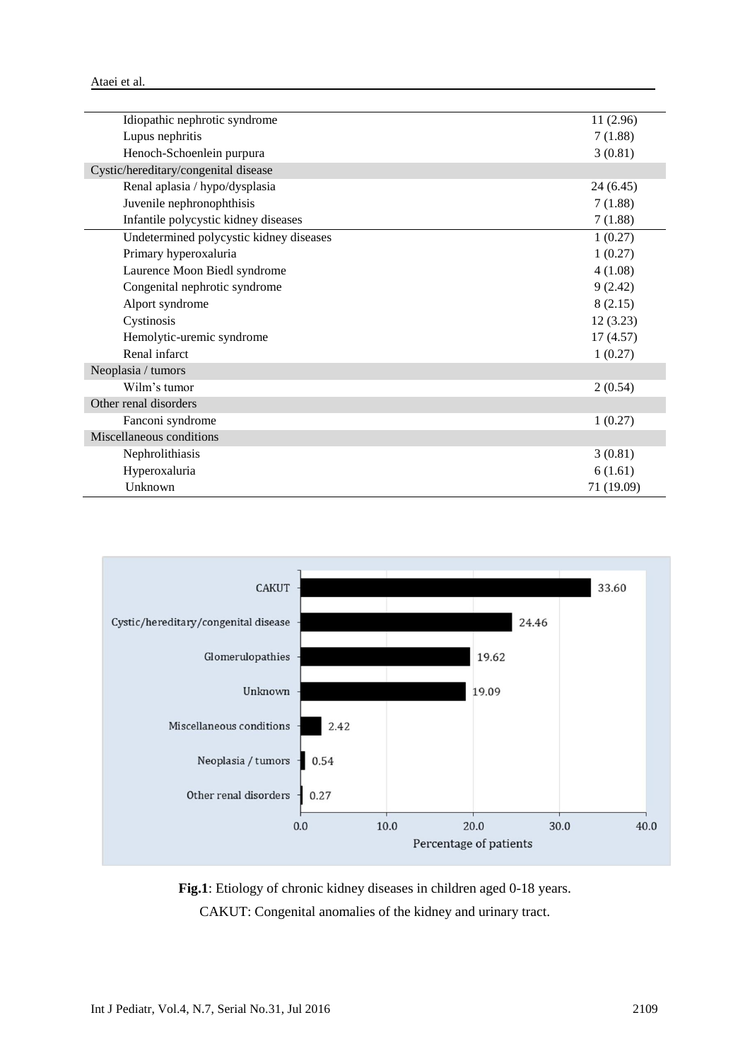| | |
|---|---|
| Idiopathic nephrotic syndrome | 11 (2.96) |
| Lupus nephritis | 7 (1.88) |
| Henoch-Schoenlein purpura | 3 (0.81) |
| **Cystic/hereditary/congenital disease** | |
| Renal aplasia / hypo/dysplasia | 24 (6.45) |
| Juvenile nephronophthisis | 7 (1.88) |
| Infantile polycystic kidney diseases | 7 (1.88) |
| Undetermined polycystic kidney diseases | 1 (0.27) |
| Primary hyperoxaluria | 1 (0.27) |
| Laurence Moon Biedl syndrome | 4 (1.08) |
| Congenital nephrotic syndrome | 9 (2.42) |
| Alport syndrome | 8 (2.15) |
| Cystinosis | 12 (3.23) |
| Hemolytic-uremic syndrome | 17 (4.57) |
| Renal infarct | 1 (0.27) |
| **Neoplasia / tumors** | |
| Wilm's tumor | 2 (0.54) |
| **Other renal disorders** | |
| Fanconi syndrome | 1 (0.27) |
| **Miscellaneous conditions** | |
| Nephrolithiasis | 3 (0.81) |
| Hyperoxaluria | 6 (1.61) |
| Unknown | 71 (19.09) |

| Etiology | Percentage of patients |
|---|---|
| CAKUT | 33.60 |
| Cystic/hereditary/congenital disease | 24.46 |
| Glomerulopathies | 19.62 |
| Unknown | 19.09 |
| Miscellaneous conditions | 2.42 |
| Neoplasia / tumors | 0.54 |
| Other renal disorders | 0.27 |

**Fig.1**: Etiology of chronic kidney diseases in children aged 0-18 years.

CAKUT: Congenital anomalies of the kidney and urinary tract.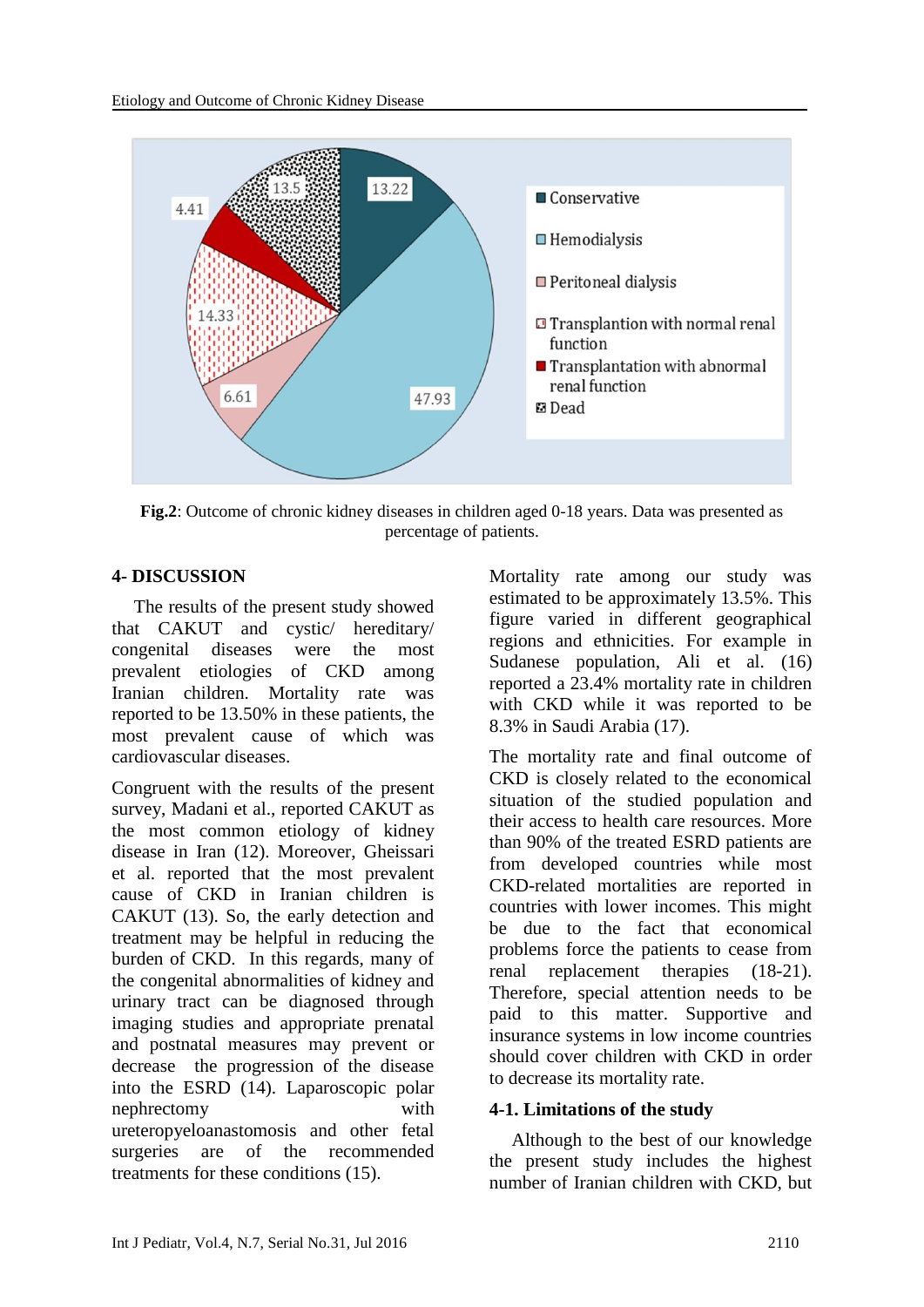**Fig.2**: Outcome of chronic kidney diseases in children aged 0-18 years. Data was presented as percentage of patients.

## 4- DISCUSSION

The results of the present study showed that CAKUT and cystic/ hereditary/ congenital diseases were the most prevalent etiologies of CKD among Iranian children. Mortality rate was reported to be 13.50% in these patients, the most prevalent cause of which was cardiovascular diseases.

Congruent with the results of the present survey, Madani et al., reported CAKUT as the most common etiology of kidney disease in Iran (12). Moreover, Gheissari et al. reported that the most prevalent cause of CKD in Iranian children is CAKUT (13). So, the early detection and treatment may be helpful in reducing the burden of CKD. In this regards, many of the congenital abnormalities of kidney and urinary tract can be diagnosed through imaging studies and appropriate prenatal and postnatal measures may prevent or decrease the progression of the disease into the ESRD (14). Laparoscopic polar nephrectomy with ureteropyeloanastomosis and other fetal surgeries are of the recommended treatments for these conditions (15).

Mortality rate among our study was estimated to be approximately 13.5%. This figure varied in different geographical regions and ethnicities. For example in Sudanese population, Ali et al. (16) reported a 23.4% mortality rate in children with CKD while it was reported to be 8.3% in Saudi Arabia (17).

The mortality rate and final outcome of CKD is closely related to the economical situation of the studied population and their access to health care resources. More than 90% of the treated ESRD patients are from developed countries while most CKD-related mortalities are reported in countries with lower incomes. This might be due to the fact that economical problems force the patients to cease from renal replacement therapies (18-21). Therefore, special attention needs to be paid to this matter. Supportive and insurance systems in low income countries should cover children with CKD in order to decrease its mortality rate.

### 4-1. Limitations of the study

Although to the best of our knowledge the present study includes the highest number of Iranian children with CKD, but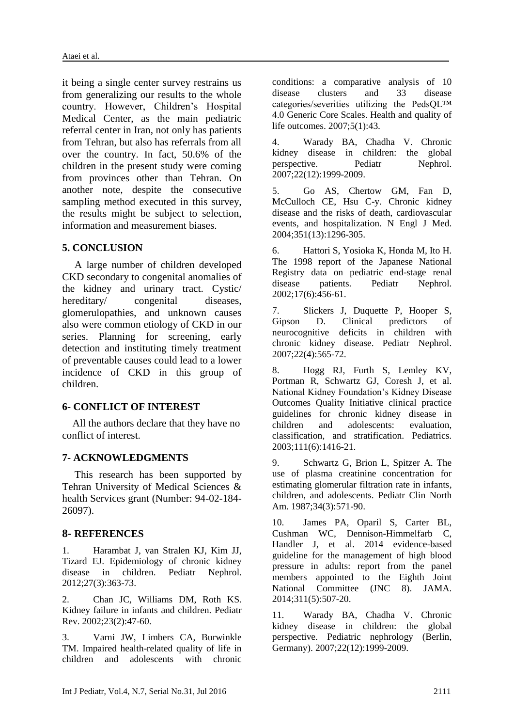it being a single center survey restrains us from generalizing our results to the whole country. However, Children's Hospital Medical Center, as the main pediatric referral center in Iran, not only has patients from Tehran, but also has referrals from all over the country. In fact, 50.6% of the children in the present study were coming from provinces other than Tehran. On another note, despite the consecutive sampling method executed in this survey, the results might be subject to selection, information and measurement biases.

## 5. CONCLUSION

A large number of children developed CKD secondary to congenital anomalies of the kidney and urinary tract. Cystic/ hereditary/ congenital diseases, glomerulopathies, and unknown causes also were common etiology of CKD in our series. Planning for screening, early detection and instituting timely treatment of preventable causes could lead to a lower incidence of CKD in this group of children.

## 6- CONFLICT OF INTEREST

All the authors declare that they have no conflict of interest.

## 7- ACKNOWLEDGMENTS

This research has been supported by Tehran University of Medical Sciences & health Services grant (Number: 94-02-184-26097).

## 8- REFERENCES

1. Harambat J, van Stralen KJ, Kim JJ, Tizard EJ. Epidemiology of chronic kidney disease in children. Pediatr Nephrol. 2012;27(3):363-73.

2. Chan JC, Williams DM, Roth KS. Kidney failure in infants and children. Pediatr Rev. 2002;23(2):47-60.

3. Varni JW, Limbers CA, Burwinkle TM. Impaired health-related quality of life in children and adolescents with chronic conditions: a comparative analysis of 10 disease clusters and 33 disease categories/severities utilizing the PedsQL™ 4.0 Generic Core Scales. Health and quality of life outcomes. 2007;5(1):43.

4. Warady BA, Chadha V. Chronic kidney disease in children: the global perspective. Pediatr Nephrol. 2007;22(12):1999-2009.

5. Go AS, Chertow GM, Fan D, McCulloch CE, Hsu C-y. Chronic kidney disease and the risks of death, cardiovascular events, and hospitalization. N Engl J Med. 2004;351(13):1296-305.

6. Hattori S, Yosioka K, Honda M, Ito H. The 1998 report of the Japanese National Registry data on pediatric end-stage renal disease patients. Pediatr Nephrol. 2002;17(6):456-61.

7. Slickers J, Duquette P, Hooper S, Gipson D. Clinical predictors of neurocognitive deficits in children with chronic kidney disease. Pediatr Nephrol. 2007;22(4):565-72.

8. Hogg RJ, Furth S, Lemley KV, Portman R, Schwartz GJ, Coresh J, et al. National Kidney Foundation's Kidney Disease Outcomes Quality Initiative clinical practice guidelines for chronic kidney disease in children and adolescents: evaluation, classification, and stratification. Pediatrics. 2003;111(6):1416-21.

9. Schwartz G, Brion L, Spitzer A. The use of plasma creatinine concentration for estimating glomerular filtration rate in infants, children, and adolescents. Pediatr Clin North Am. 1987;34(3):571-90.

10. James PA, Oparil S, Carter BL, Cushman WC, Dennison-Himmelfarb C, Handler J, et al. 2014 evidence-based guideline for the management of high blood pressure in adults: report from the panel members appointed to the Eighth Joint National Committee (JNC 8). JAMA. 2014;311(5):507-20.

11. Warady BA, Chadha V. Chronic kidney disease in children: the global perspective. Pediatric nephrology (Berlin, Germany). 2007;22(12):1999-2009.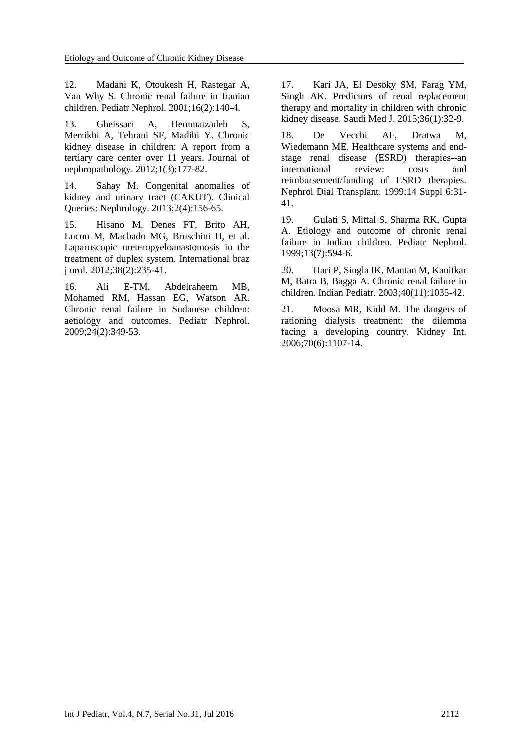12. Madani K, Otoukesh H, Rastegar A, Van Why S. Chronic renal failure in Iranian children. Pediatr Nephrol. 2001;16(2):140-4.

13. Gheissari A, Hemmatzadeh S, Merrikhi A, Tehrani SF, Madihi Y. Chronic kidney disease in children: A report from a tertiary care center over 11 years. Journal of nephropathology. 2012;1(3):177-82.

14. Sahay M. Congenital anomalies of kidney and urinary tract (CAKUT). Clinical Queries: Nephrology. 2013;2(4):156-65.

15. Hisano M, Denes FT, Brito AH, Lucon M, Machado MG, Bruschini H, et al. Laparoscopic ureteropyeloanastomosis in the treatment of duplex system. International braz j urol. 2012;38(2):235-41.

16. Ali E-TM, Abdelraheem MB, Mohamed RM, Hassan EG, Watson AR. Chronic renal failure in Sudanese children: aetiology and outcomes. Pediatr Nephrol. 2009;24(2):349-53.

17. Kari JA, El Desoky SM, Farag YM, Singh AK. Predictors of renal replacement therapy and mortality in children with chronic kidney disease. Saudi Med J. 2015;36(1):32-9.

18. De Vecchi AF, Dratwa M, Wiedemann ME. Healthcare systems and end-stage renal disease (ESRD) therapies--an international review: costs and reimbursement/funding of ESRD therapies. Nephrol Dial Transplant. 1999;14 Suppl 6:31-41.

19. Gulati S, Mittal S, Sharma RK, Gupta A. Etiology and outcome of chronic renal failure in Indian children. Pediatr Nephrol. 1999;13(7):594-6.

20. Hari P, Singla IK, Mantan M, Kanitkar M, Batra B, Bagga A. Chronic renal failure in children. Indian Pediatr. 2003;40(11):1035-42.

21. Moosa MR, Kidd M. The dangers of rationing dialysis treatment: the dilemma facing a developing country. Kidney Int. 2006;70(6):1107-14.